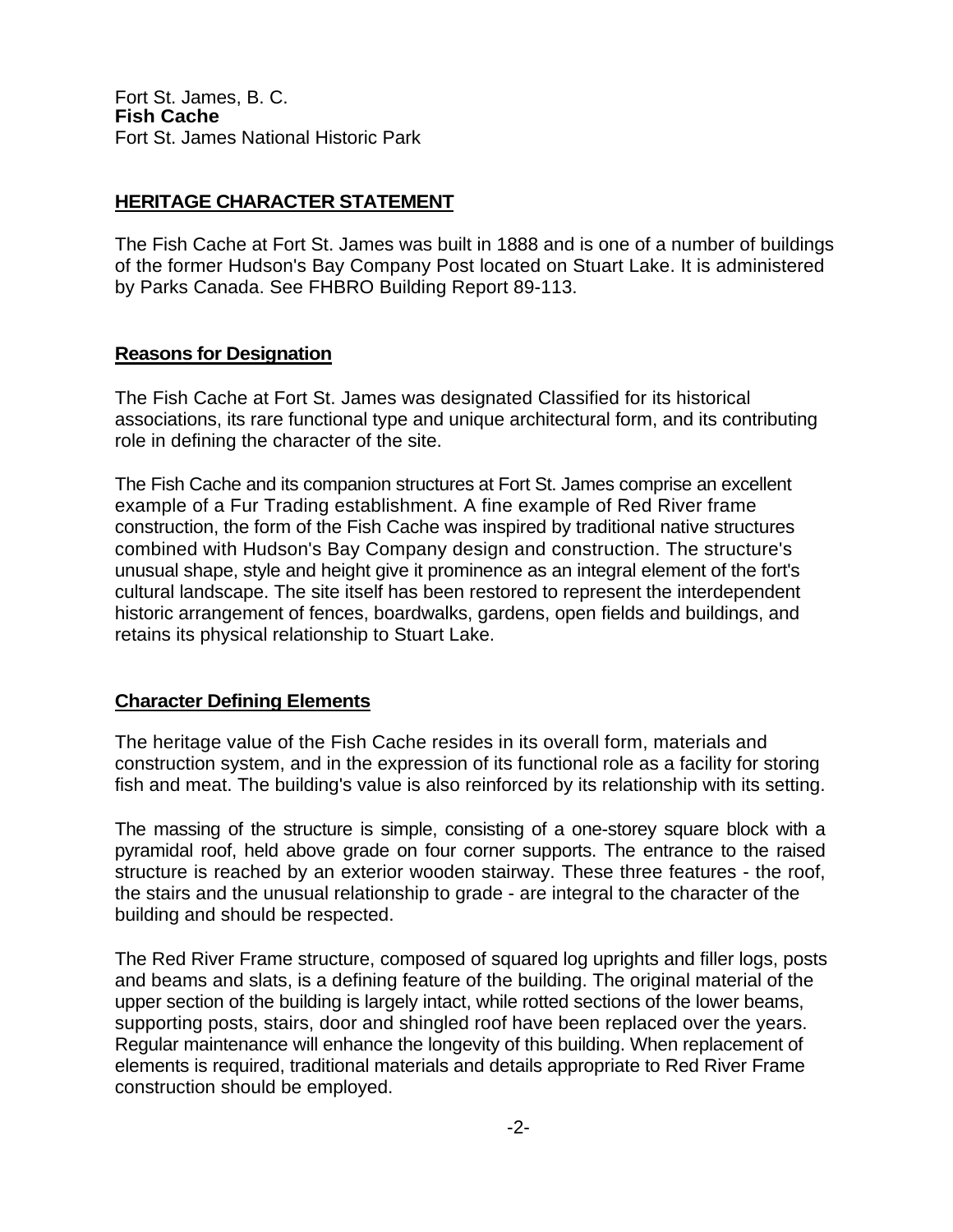Fort St. James, B. C.
**Fish Cache**
Fort St. James National Historic Park

## HERITAGE CHARACTER STATEMENT

The Fish Cache at Fort St. James was built in 1888 and is one of a number of buildings of the former Hudson's Bay Company Post located on Stuart Lake. It is administered by Parks Canada. See FHBRO Building Report 89-113.

### Reasons for Designation

The Fish Cache at Fort St. James was designated Classified for its historical associations, its rare functional type and unique architectural form, and its contributing role in defining the character of the site.

The Fish Cache and its companion structures at Fort St. James comprise an excellent example of a Fur Trading establishment. A fine example of Red River frame construction, the form of the Fish Cache was inspired by traditional native structures combined with Hudson's Bay Company design and construction. The structure's unusual shape, style and height give it prominence as an integral element of the fort's cultural landscape. The site itself has been restored to represent the interdependent historic arrangement of fences, boardwalks, gardens, open fields and buildings, and retains its physical relationship to Stuart Lake.

### Character Defining Elements

The heritage value of the Fish Cache resides in its overall form, materials and construction system, and in the expression of its functional role as a facility for storing fish and meat. The building's value is also reinforced by its relationship with its setting.

The massing of the structure is simple, consisting of a one-storey square block with a pyramidal roof, held above grade on four corner supports. The entrance to the raised structure is reached by an exterior wooden stairway. These three features - the roof, the stairs and the unusual relationship to grade - are integral to the character of the building and should be respected.

The Red River Frame structure, composed of squared log uprights and filler logs, posts and beams and slats, is a defining feature of the building. The original material of the upper section of the building is largely intact, while rotted sections of the lower beams, supporting posts, stairs, door and shingled roof have been replaced over the years. Regular maintenance will enhance the longevity of this building. When replacement of elements is required, traditional materials and details appropriate to Red River Frame construction should be employed.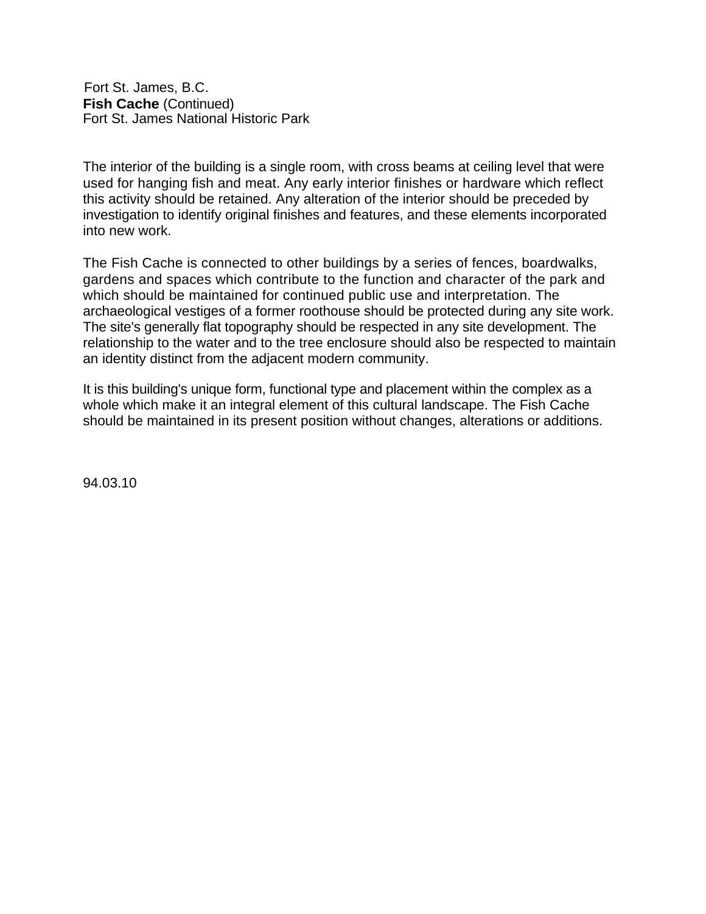Fort St. James, B.C.
**Fish Cache** (Continued)
Fort St. James National Historic Park

The interior of the building is a single room, with cross beams at ceiling level that were used for hanging fish and meat. Any early interior finishes or hardware which reflect this activity should be retained. Any alteration of the interior should be preceded by investigation to identify original finishes and features, and these elements incorporated into new work.

The Fish Cache is connected to other buildings by a series of fences, boardwalks, gardens and spaces which contribute to the function and character of the park and which should be maintained for continued public use and interpretation. The archaeological vestiges of a former roothouse should be protected during any site work. The site's generally flat topography should be respected in any site development. The relationship to the water and to the tree enclosure should also be respected to maintain an identity distinct from the adjacent modern community.

It is this building's unique form, functional type and placement within the complex as a whole which make it an integral element of this cultural landscape. The Fish Cache should be maintained in its present position without changes, alterations or additions.

94.03.10